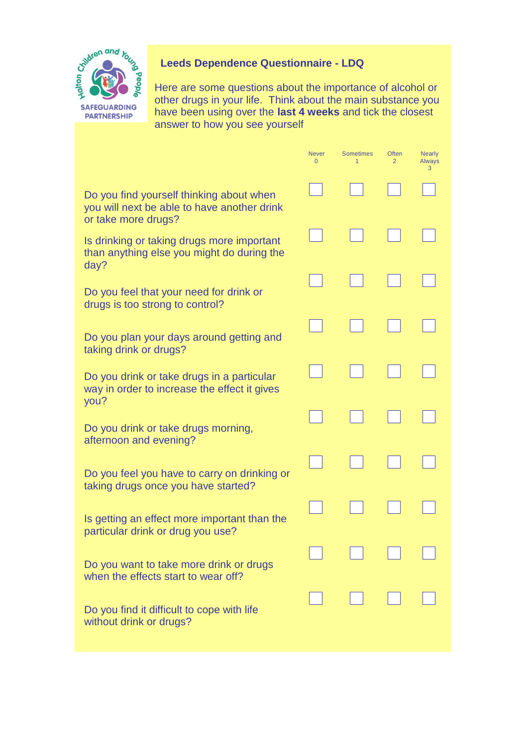Halton Children and Young People SAFEGUARDING PARTNERSHIP

## Leeds Dependence Questionnaire - LDQ

Here are some questions about the importance of alcohol or other drugs in your life. Think about the main substance you have been using over the **last 4 weeks** and tick the closest answer to how you see yourself

| | Never 0 | Sometimes 1 | Often 2 | Nearly Always 3 |
|---|---|---|---|---|
| Do you find yourself thinking about when you will next be able to have another drink or take more drugs? | ☐ | ☐ | ☐ | ☐ |
| Is drinking or taking drugs more important than anything else you might do during the day? | ☐ | ☐ | ☐ | ☐ |
| Do you feel that your need for drink or drugs is too strong to control? | ☐ | ☐ | ☐ | ☐ |
| Do you plan your days around getting and taking drink or drugs? | ☐ | ☐ | ☐ | ☐ |
| Do you drink or take drugs in a particular way in order to increase the effect it gives you? | ☐ | ☐ | ☐ | ☐ |
| Do you drink or take drugs morning, afternoon and evening? | ☐ | ☐ | ☐ | ☐ |
| Do you feel you have to carry on drinking or taking drugs once you have started? | ☐ | ☐ | ☐ | ☐ |
| Is getting an effect more important than the particular drink or drug you use? | ☐ | ☐ | ☐ | ☐ |
| Do you want to take more drink or drugs when the effects start to wear off? | ☐ | ☐ | ☐ | ☐ |
| Do you find it difficult to cope with life without drink or drugs? | ☐ | ☐ | ☐ | ☐ |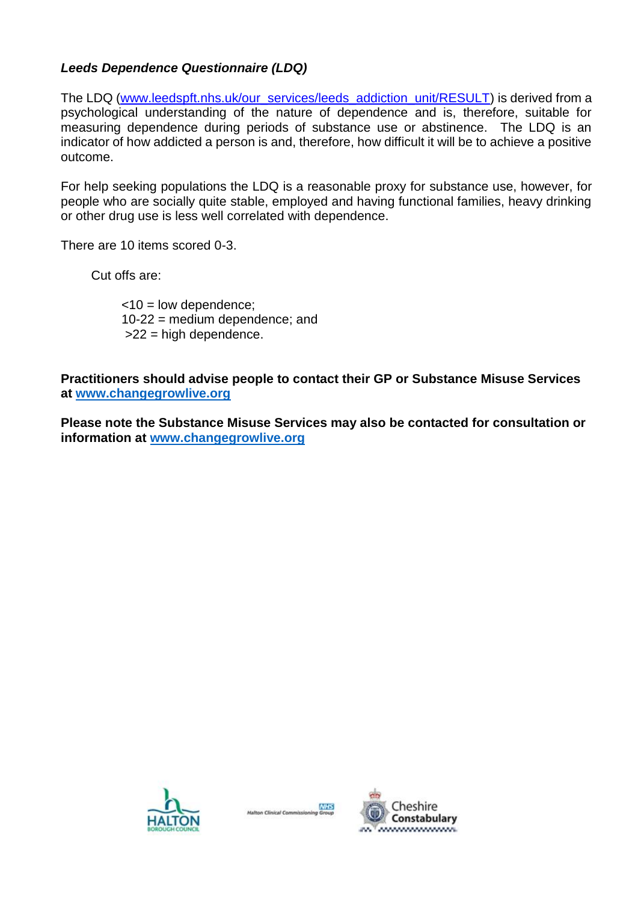***Leeds Dependence Questionnaire (LDQ)***

The LDQ (www.leedspft.nhs.uk/our_services/leeds_addiction_unit/RESULT) is derived from a psychological understanding of the nature of dependence and is, therefore, suitable for measuring dependence during periods of substance use or abstinence. The LDQ is an indicator of how addicted a person is and, therefore, how difficult it will be to achieve a positive outcome.

For help seeking populations the LDQ is a reasonable proxy for substance use, however, for people who are socially quite stable, employed and having functional families, heavy drinking or other drug use is less well correlated with dependence.

There are 10 items scored 0-3.

Cut offs are:

<10 = low dependence;
10-22 = medium dependence; and
>22 = high dependence.

**Practitioners should advise people to contact their GP or Substance Misuse Services at www.changegrowlive.org**

**Please note the Substance Misuse Services may also be contacted for consultation or information at www.changegrowlive.org**